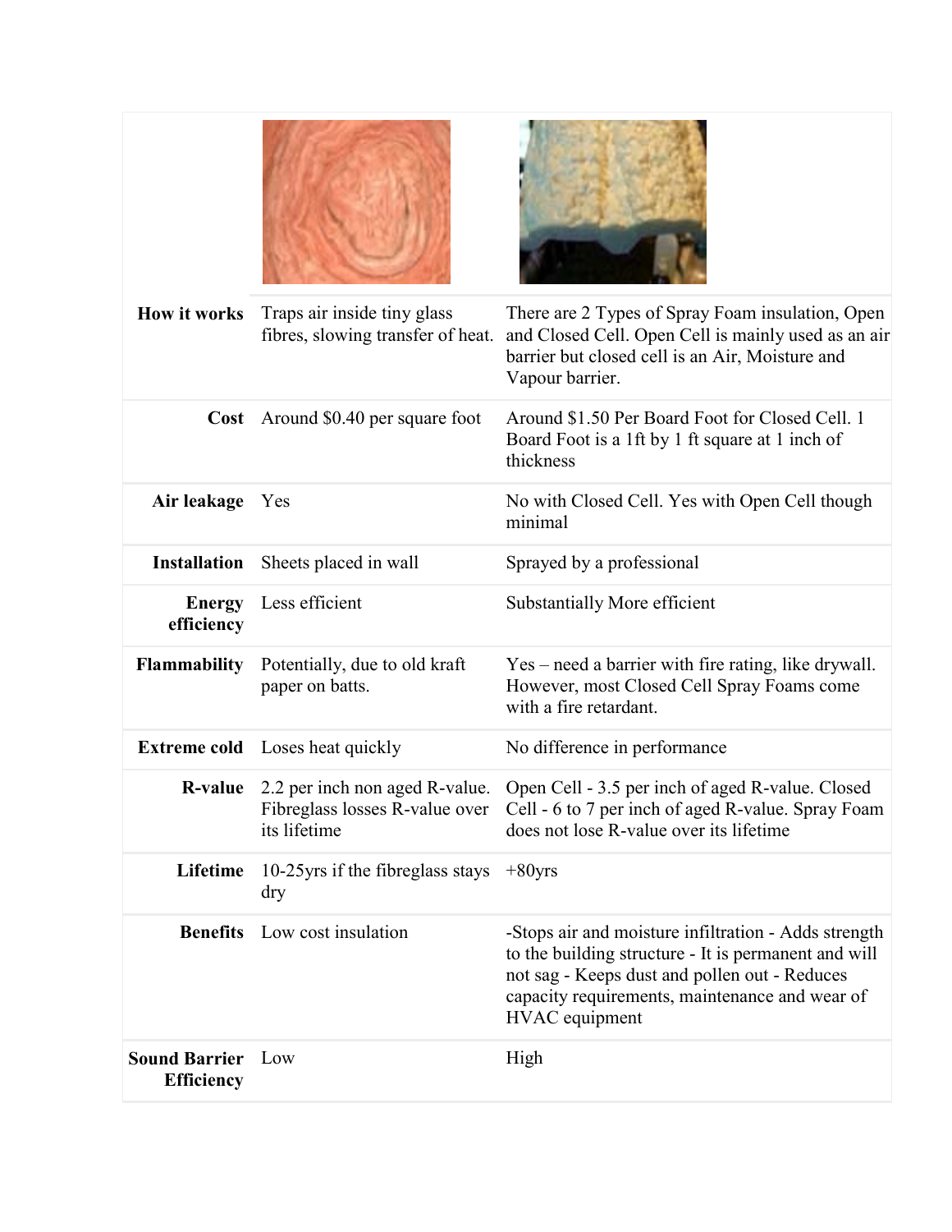| | | |
|---|---|---|
| **How it works** | Traps air inside tiny glass fibres, slowing transfer of heat. | There are 2 Types of Spray Foam insulation, Open and Closed Cell. Open Cell is mainly used as an air barrier but closed cell is an Air, Moisture and Vapour barrier. |
| **Cost** | Around $0.40 per square foot | Around $1.50 Per Board Foot for Closed Cell. 1 Board Foot is a 1ft by 1 ft square at 1 inch of thickness |
| **Air leakage** | Yes | No with Closed Cell. Yes with Open Cell though minimal |
| **Installation** | Sheets placed in wall | Sprayed by a professional |
| **Energy efficiency** | Less efficient | Substantially More efficient |
| **Flammability** | Potentially, due to old kraft paper on batts. | Yes – need a barrier with fire rating, like drywall. However, most Closed Cell Spray Foams come with a fire retardant. |
| **Extreme cold** | Loses heat quickly | No difference in performance |
| **R-value** | 2.2 per inch non aged R-value. Fibreglass losses R-value over its lifetime | Open Cell - 3.5 per inch of aged R-value. Closed Cell - 6 to 7 per inch of aged R-value. Spray Foam does not lose R-value over its lifetime |
| **Lifetime** | 10-25yrs if the fibreglass stays dry | +80yrs |
| **Benefits** | Low cost insulation | -Stops air and moisture infiltration - Adds strength to the building structure - It is permanent and will not sag - Keeps dust and pollen out - Reduces capacity requirements, maintenance and wear of HVAC equipment |
| **Sound Barrier Efficiency** | Low | High |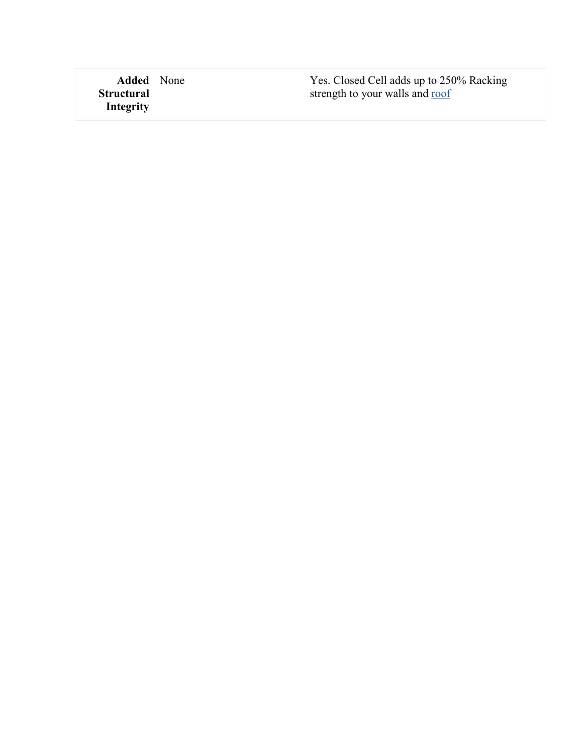| | | |
|---|---|---|
| **Added Structural Integrity** | None | Yes. Closed Cell adds up to 250% Racking strength to your walls and roof |